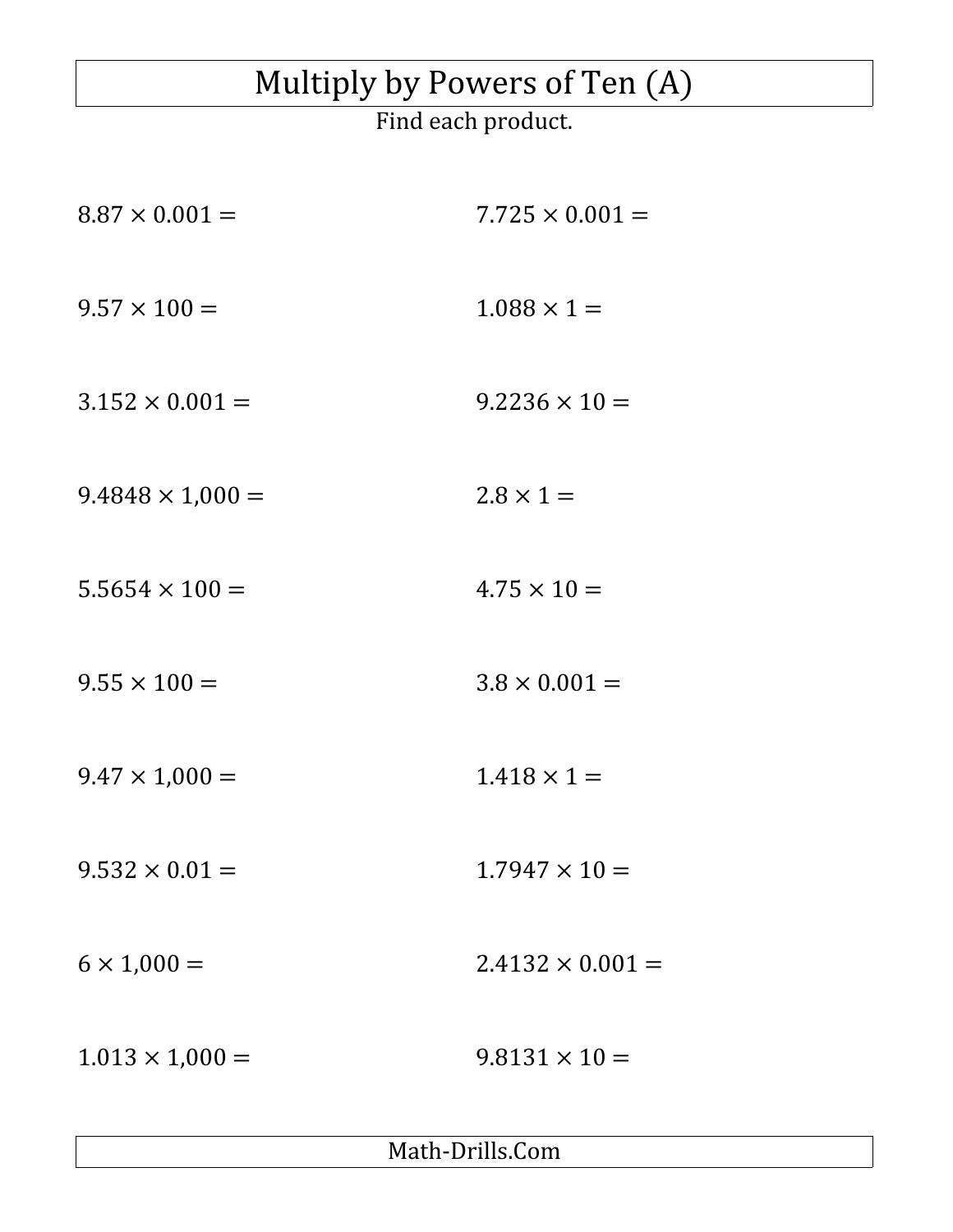# Multiply by Powers of Ten (A)

Find each product.

$8.87 \times 0.001 =$

$7.725 \times 0.001 =$

$9.57 \times 100 =$

$1.088 \times 1 =$

$3.152 \times 0.001 =$

$9.2236 \times 10 =$

$9.4848 \times 1{,}000 =$

$2.8 \times 1 =$

$5.5654 \times 100 =$

$4.75 \times 10 =$

$9.55 \times 100 =$

$3.8 \times 0.001 =$

$9.47 \times 1{,}000 =$

$1.418 \times 1 =$

$9.532 \times 0.01 =$

$1.7947 \times 10 =$

$6 \times 1{,}000 =$

$2.4132 \times 0.001 =$

$1.013 \times 1{,}000 =$

$9.8131 \times 10 =$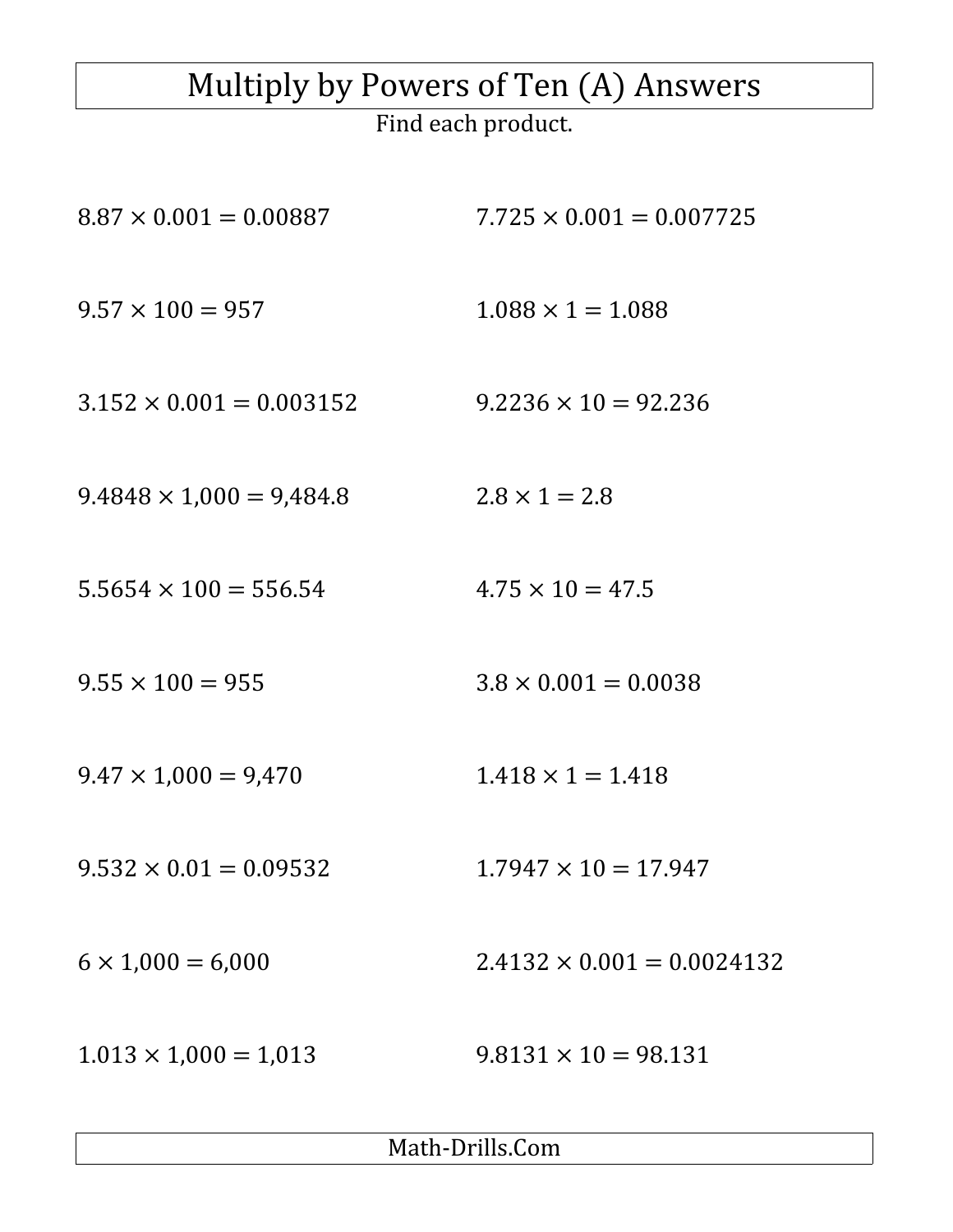# Multiply by Powers of Ten (A) Answers

Find each product.

$8.87 \times 0.001 = 0.00887$

$7.725 \times 0.001 = 0.007725$

$9.57 \times 100 = 957$

$1.088 \times 1 = 1.088$

$3.152 \times 0.001 = 0.003152$

$9.2236 \times 10 = 92.236$

$9.4848 \times 1{,}000 = 9{,}484.8$

$2.8 \times 1 = 2.8$

$5.5654 \times 100 = 556.54$

$4.75 \times 10 = 47.5$

$9.55 \times 100 = 955$

$3.8 \times 0.001 = 0.0038$

$9.47 \times 1{,}000 = 9{,}470$

$1.418 \times 1 = 1.418$

$9.532 \times 0.01 = 0.09532$

$1.7947 \times 10 = 17.947$

$6 \times 1{,}000 = 6{,}000$

$2.4132 \times 0.001 = 0.0024132$

$1.013 \times 1{,}000 = 1{,}013$

$9.8131 \times 10 = 98.131$

Math-Drills.Com